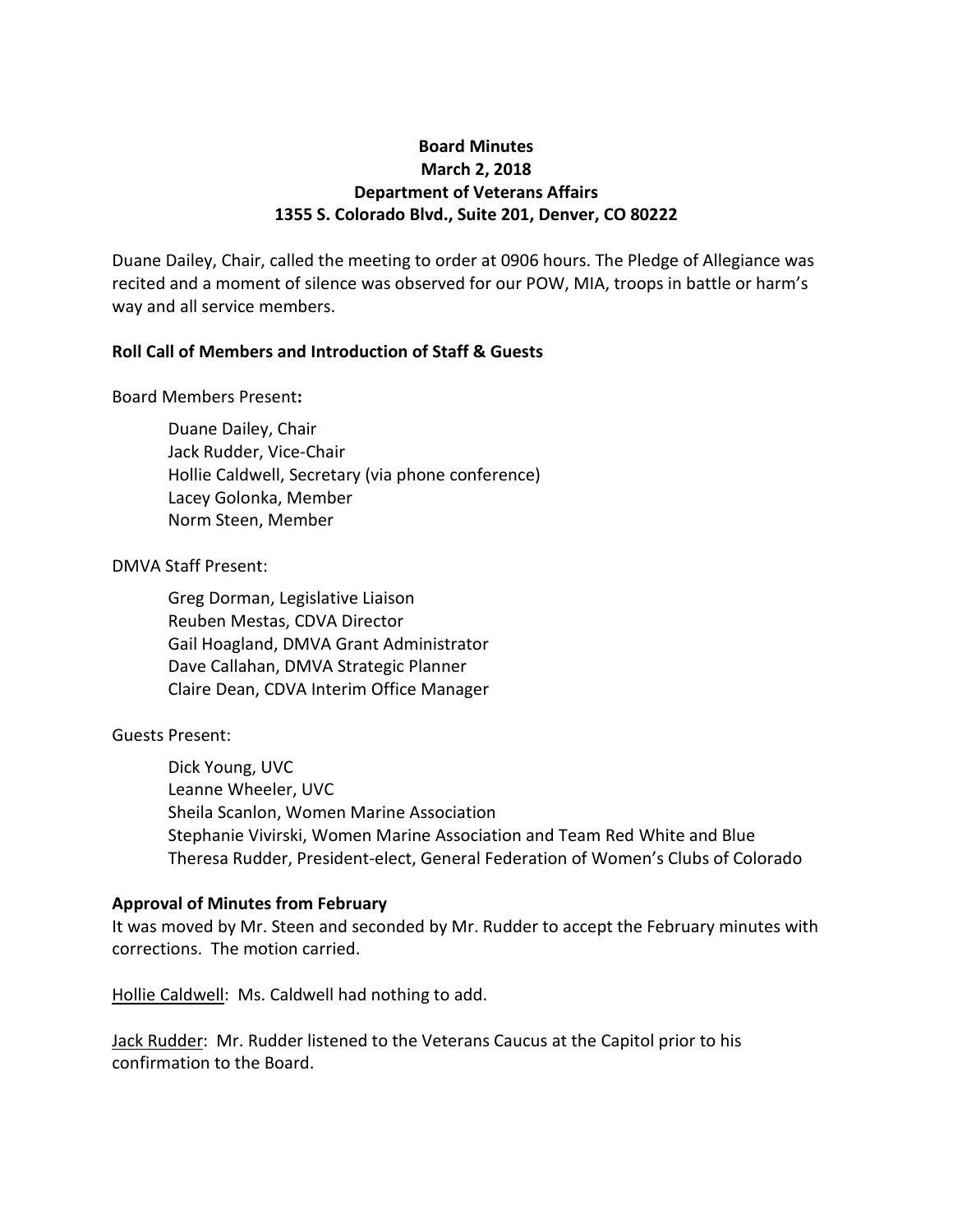**Board Minutes**
**March 2, 2018**
**Department of Veterans Affairs**
**1355 S. Colorado Blvd., Suite 201, Denver, CO 80222**

Duane Dailey, Chair, called the meeting to order at 0906 hours. The Pledge of Allegiance was recited and a moment of silence was observed for our POW, MIA, troops in battle or harm's way and all service members.

**Roll Call of Members and Introduction of Staff & Guests**

Board Members Present**:**

Duane Dailey, Chair
Jack Rudder, Vice-Chair
Hollie Caldwell, Secretary (via phone conference)
Lacey Golonka, Member
Norm Steen, Member

DMVA Staff Present:

Greg Dorman, Legislative Liaison
Reuben Mestas, CDVA Director
Gail Hoagland, DMVA Grant Administrator
Dave Callahan, DMVA Strategic Planner
Claire Dean, CDVA Interim Office Manager

Guests Present:

Dick Young, UVC
Leanne Wheeler, UVC
Sheila Scanlon, Women Marine Association
Stephanie Vivirski, Women Marine Association and Team Red White and Blue
Theresa Rudder, President-elect, General Federation of Women's Clubs of Colorado

**Approval of Minutes from February**
It was moved by Mr. Steen and seconded by Mr. Rudder to accept the February minutes with corrections. The motion carried.

<u>Hollie Caldwell</u>: Ms. Caldwell had nothing to add.

<u>Jack Rudder</u>: Mr. Rudder listened to the Veterans Caucus at the Capitol prior to his confirmation to the Board.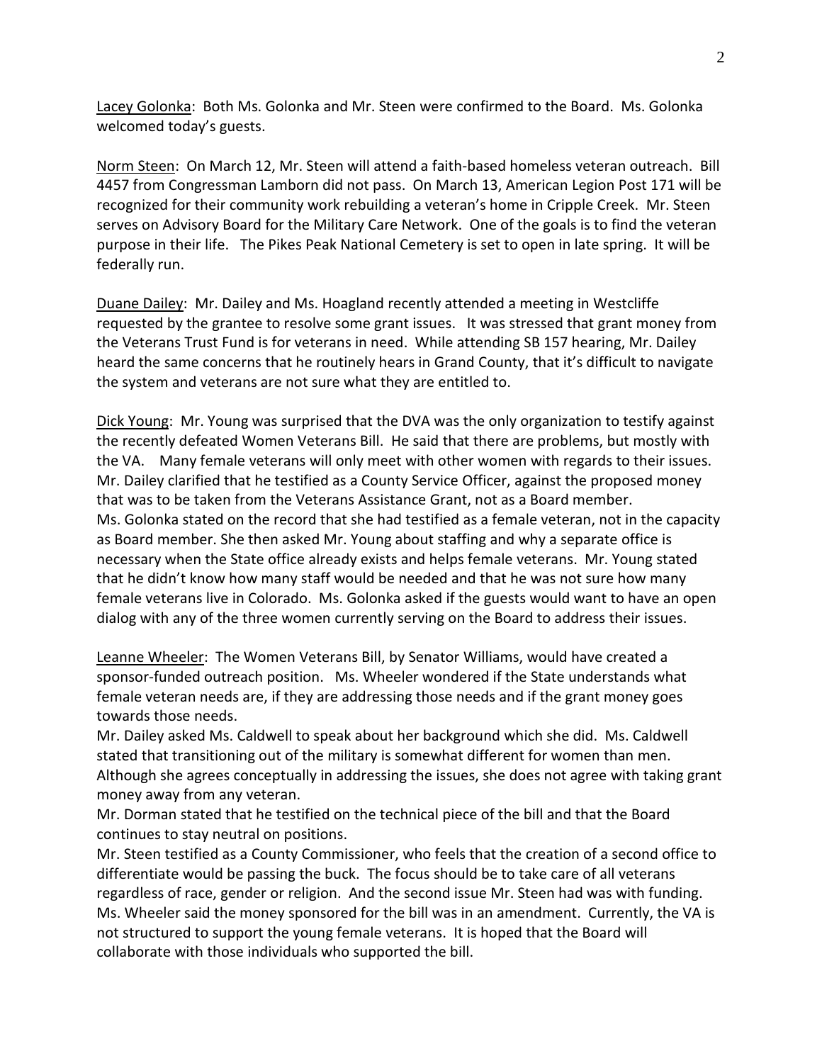<u>Lacey Golonka</u>: Both Ms. Golonka and Mr. Steen were confirmed to the Board. Ms. Golonka welcomed today's guests.

<u>Norm Steen</u>: On March 12, Mr. Steen will attend a faith-based homeless veteran outreach. Bill 4457 from Congressman Lamborn did not pass. On March 13, American Legion Post 171 will be recognized for their community work rebuilding a veteran's home in Cripple Creek. Mr. Steen serves on Advisory Board for the Military Care Network. One of the goals is to find the veteran purpose in their life. The Pikes Peak National Cemetery is set to open in late spring. It will be federally run.

<u>Duane Dailey</u>: Mr. Dailey and Ms. Hoagland recently attended a meeting in Westcliffe requested by the grantee to resolve some grant issues. It was stressed that grant money from the Veterans Trust Fund is for veterans in need. While attending SB 157 hearing, Mr. Dailey heard the same concerns that he routinely hears in Grand County, that it's difficult to navigate the system and veterans are not sure what they are entitled to.

<u>Dick Young</u>: Mr. Young was surprised that the DVA was the only organization to testify against the recently defeated Women Veterans Bill. He said that there are problems, but mostly with the VA. Many female veterans will only meet with other women with regards to their issues. Mr. Dailey clarified that he testified as a County Service Officer, against the proposed money that was to be taken from the Veterans Assistance Grant, not as a Board member.
Ms. Golonka stated on the record that she had testified as a female veteran, not in the capacity as Board member. She then asked Mr. Young about staffing and why a separate office is necessary when the State office already exists and helps female veterans. Mr. Young stated that he didn't know how many staff would be needed and that he was not sure how many female veterans live in Colorado. Ms. Golonka asked if the guests would want to have an open dialog with any of the three women currently serving on the Board to address their issues.

<u>Leanne Wheeler</u>: The Women Veterans Bill, by Senator Williams, would have created a sponsor-funded outreach position. Ms. Wheeler wondered if the State understands what female veteran needs are, if they are addressing those needs and if the grant money goes towards those needs.
Mr. Dailey asked Ms. Caldwell to speak about her background which she did. Ms. Caldwell stated that transitioning out of the military is somewhat different for women than men. Although she agrees conceptually in addressing the issues, she does not agree with taking grant money away from any veteran.
Mr. Dorman stated that he testified on the technical piece of the bill and that the Board continues to stay neutral on positions.
Mr. Steen testified as a County Commissioner, who feels that the creation of a second office to differentiate would be passing the buck. The focus should be to take care of all veterans regardless of race, gender or religion. And the second issue Mr. Steen had was with funding.
Ms. Wheeler said the money sponsored for the bill was in an amendment. Currently, the VA is not structured to support the young female veterans. It is hoped that the Board will collaborate with those individuals who supported the bill.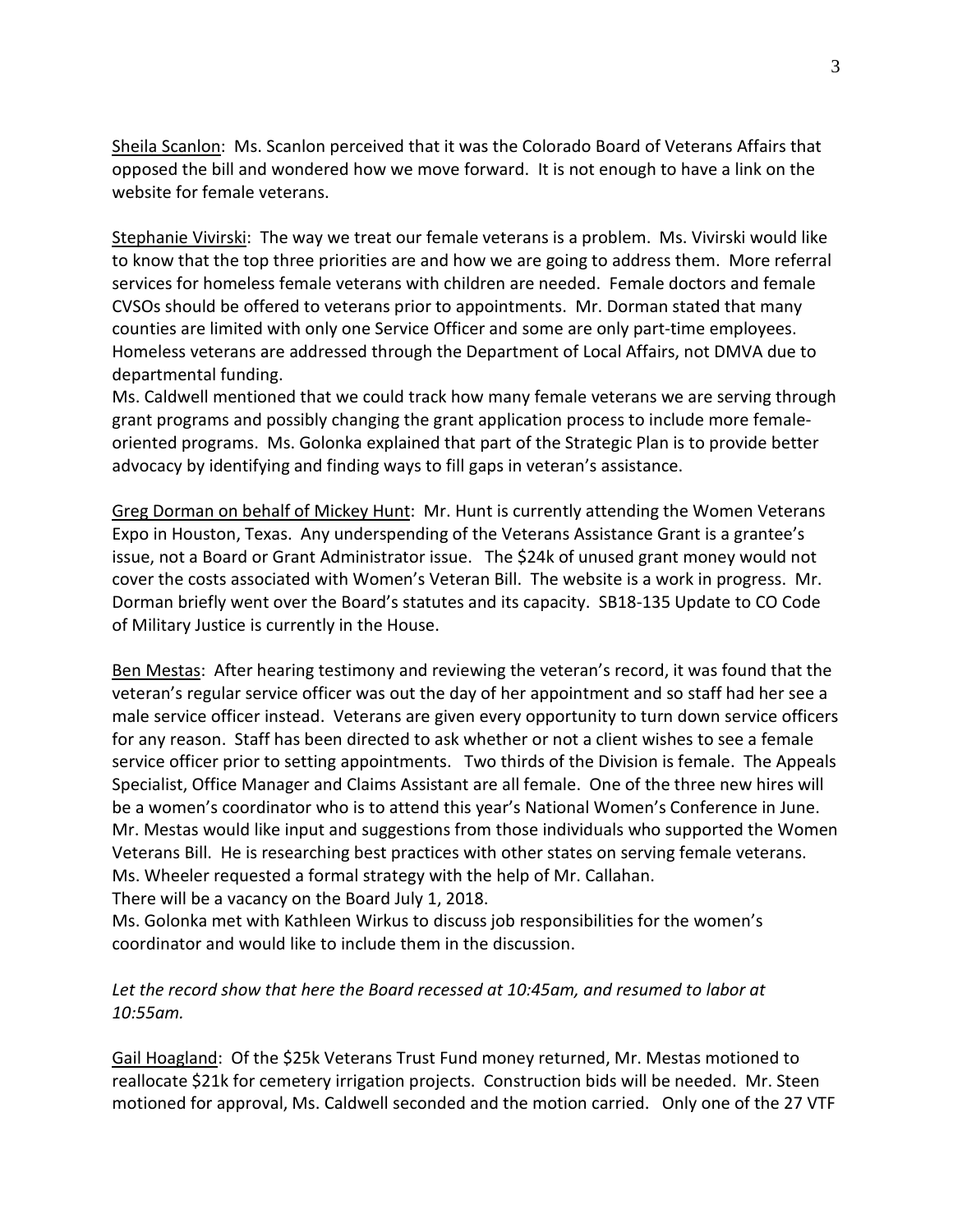Sheila Scanlon: Ms. Scanlon perceived that it was the Colorado Board of Veterans Affairs that opposed the bill and wondered how we move forward. It is not enough to have a link on the website for female veterans.

Stephanie Vivirski: The way we treat our female veterans is a problem. Ms. Vivirski would like to know that the top three priorities are and how we are going to address them. More referral services for homeless female veterans with children are needed. Female doctors and female CVSOs should be offered to veterans prior to appointments. Mr. Dorman stated that many counties are limited with only one Service Officer and some are only part-time employees. Homeless veterans are addressed through the Department of Local Affairs, not DMVA due to departmental funding.
Ms. Caldwell mentioned that we could track how many female veterans we are serving through grant programs and possibly changing the grant application process to include more female-oriented programs. Ms. Golonka explained that part of the Strategic Plan is to provide better advocacy by identifying and finding ways to fill gaps in veteran's assistance.

Greg Dorman on behalf of Mickey Hunt: Mr. Hunt is currently attending the Women Veterans Expo in Houston, Texas. Any underspending of the Veterans Assistance Grant is a grantee's issue, not a Board or Grant Administrator issue. The $24k of unused grant money would not cover the costs associated with Women's Veteran Bill. The website is a work in progress. Mr. Dorman briefly went over the Board's statutes and its capacity. SB18-135 Update to CO Code of Military Justice is currently in the House.

Ben Mestas: After hearing testimony and reviewing the veteran's record, it was found that the veteran's regular service officer was out the day of her appointment and so staff had her see a male service officer instead. Veterans are given every opportunity to turn down service officers for any reason. Staff has been directed to ask whether or not a client wishes to see a female service officer prior to setting appointments. Two thirds of the Division is female. The Appeals Specialist, Office Manager and Claims Assistant are all female. One of the three new hires will be a women's coordinator who is to attend this year's National Women's Conference in June. Mr. Mestas would like input and suggestions from those individuals who supported the Women Veterans Bill. He is researching best practices with other states on serving female veterans. Ms. Wheeler requested a formal strategy with the help of Mr. Callahan.
There will be a vacancy on the Board July 1, 2018.
Ms. Golonka met with Kathleen Wirkus to discuss job responsibilities for the women's coordinator and would like to include them in the discussion.

*Let the record show that here the Board recessed at 10:45am, and resumed to labor at 10:55am.*

Gail Hoagland: Of the $25k Veterans Trust Fund money returned, Mr. Mestas motioned to reallocate $21k for cemetery irrigation projects. Construction bids will be needed. Mr. Steen motioned for approval, Ms. Caldwell seconded and the motion carried. Only one of the 27 VTF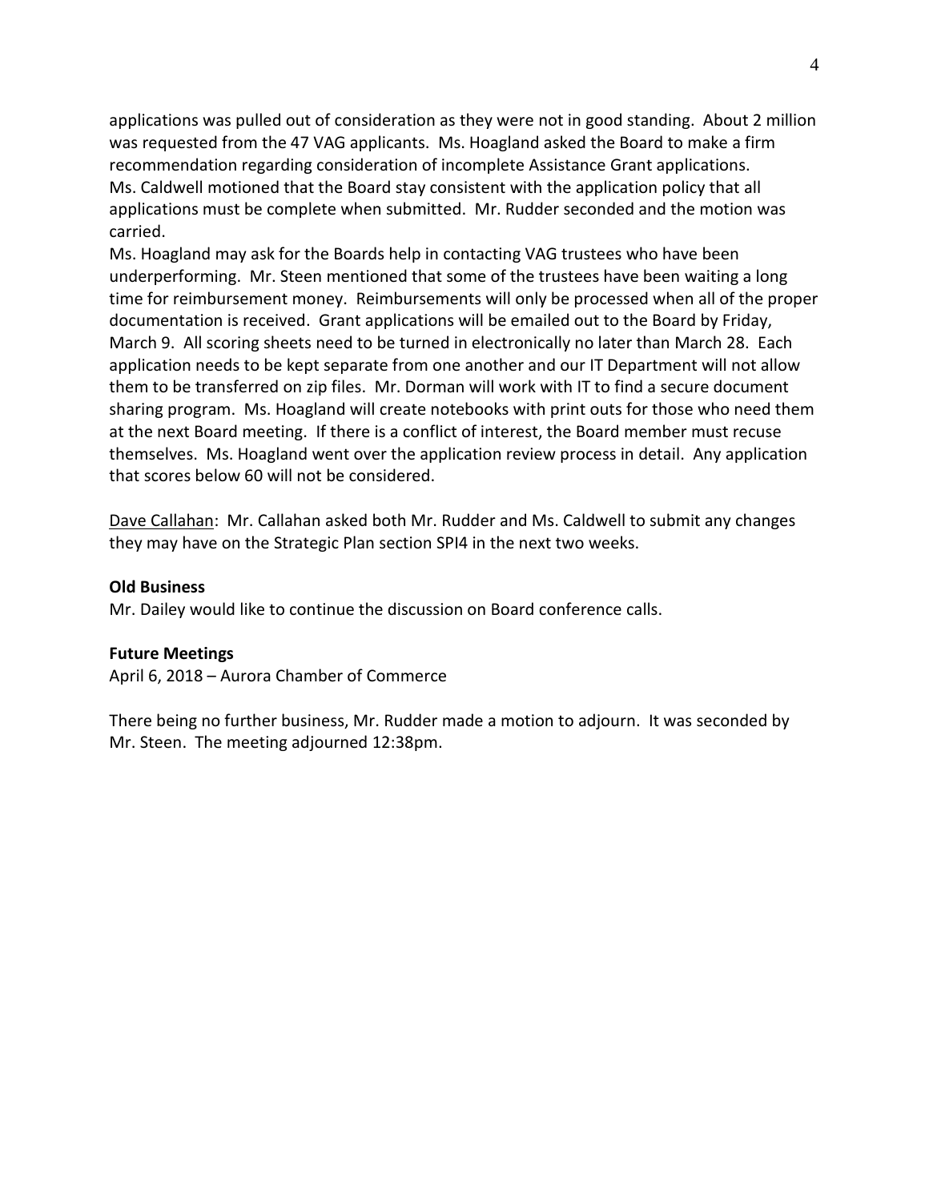applications was pulled out of consideration as they were not in good standing. About 2 million was requested from the 47 VAG applicants. Ms. Hoagland asked the Board to make a firm recommendation regarding consideration of incomplete Assistance Grant applications. Ms. Caldwell motioned that the Board stay consistent with the application policy that all applications must be complete when submitted. Mr. Rudder seconded and the motion was carried.

Ms. Hoagland may ask for the Boards help in contacting VAG trustees who have been underperforming. Mr. Steen mentioned that some of the trustees have been waiting a long time for reimbursement money. Reimbursements will only be processed when all of the proper documentation is received. Grant applications will be emailed out to the Board by Friday, March 9. All scoring sheets need to be turned in electronically no later than March 28. Each application needs to be kept separate from one another and our IT Department will not allow them to be transferred on zip files. Mr. Dorman will work with IT to find a secure document sharing program. Ms. Hoagland will create notebooks with print outs for those who need them at the next Board meeting. If there is a conflict of interest, the Board member must recuse themselves. Ms. Hoagland went over the application review process in detail. Any application that scores below 60 will not be considered.

Dave Callahan: Mr. Callahan asked both Mr. Rudder and Ms. Caldwell to submit any changes they may have on the Strategic Plan section SPI4 in the next two weeks.

**Old Business**

Mr. Dailey would like to continue the discussion on Board conference calls.

**Future Meetings**

April 6, 2018 – Aurora Chamber of Commerce

There being no further business, Mr. Rudder made a motion to adjourn. It was seconded by Mr. Steen. The meeting adjourned 12:38pm.